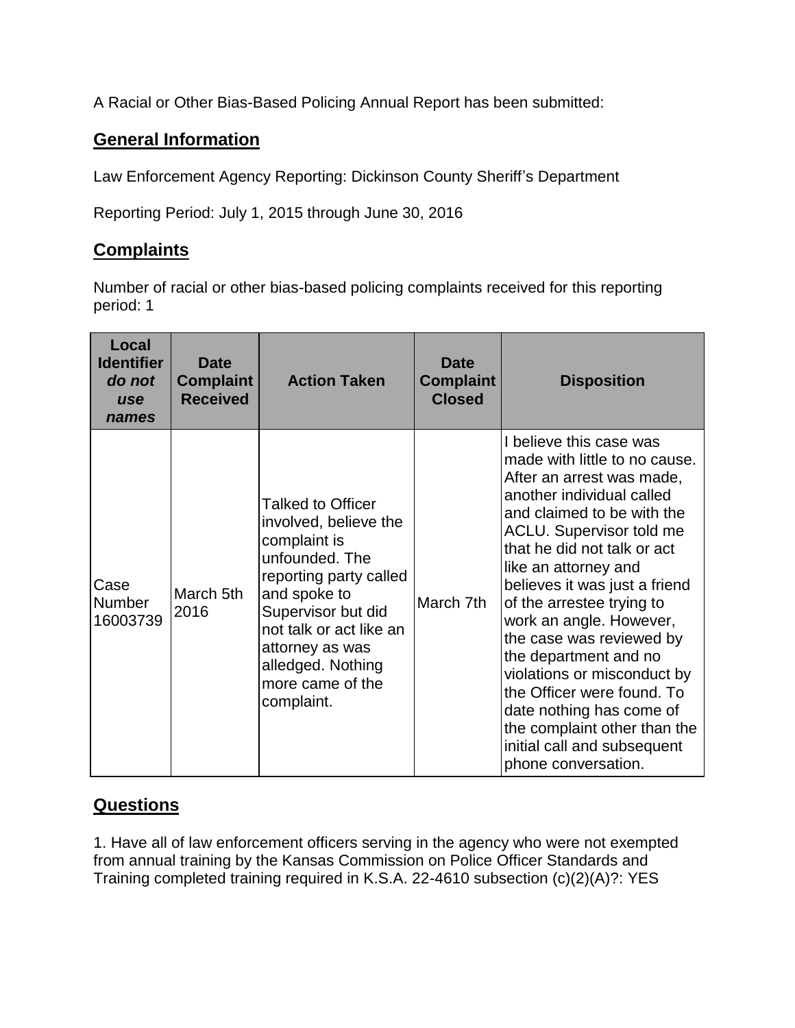A Racial or Other Bias-Based Policing Annual Report has been submitted:

## General Information

Law Enforcement Agency Reporting: Dickinson County Sheriff's Department

Reporting Period: July 1, 2015 through June 30, 2016

## Complaints

Number of racial or other bias-based policing complaints received for this reporting period: 1

| Local Identifier *do not use names* | Date Complaint Received | Action Taken | Date Complaint Closed | Disposition |
|---|---|---|---|---|
| Case Number 16003739 | March 5th 2016 | Talked to Officer involved, believe the complaint is unfounded. The reporting party called and spoke to Supervisor but did not talk or act like an attorney as was alledged. Nothing more came of the complaint. | March 7th | I believe this case was made with little to no cause. After an arrest was made, another individual called and claimed to be with the ACLU. Supervisor told me that he did not talk or act like an attorney and believes it was just a friend of the arrestee trying to work an angle. However, the case was reviewed by the department and no violations or misconduct by the Officer were found. To date nothing has come of the complaint other than the initial call and subsequent phone conversation. |

## Questions

1. Have all of law enforcement officers serving in the agency who were not exempted from annual training by the Kansas Commission on Police Officer Standards and Training completed training required in K.S.A. 22-4610 subsection (c)(2)(A)?: YES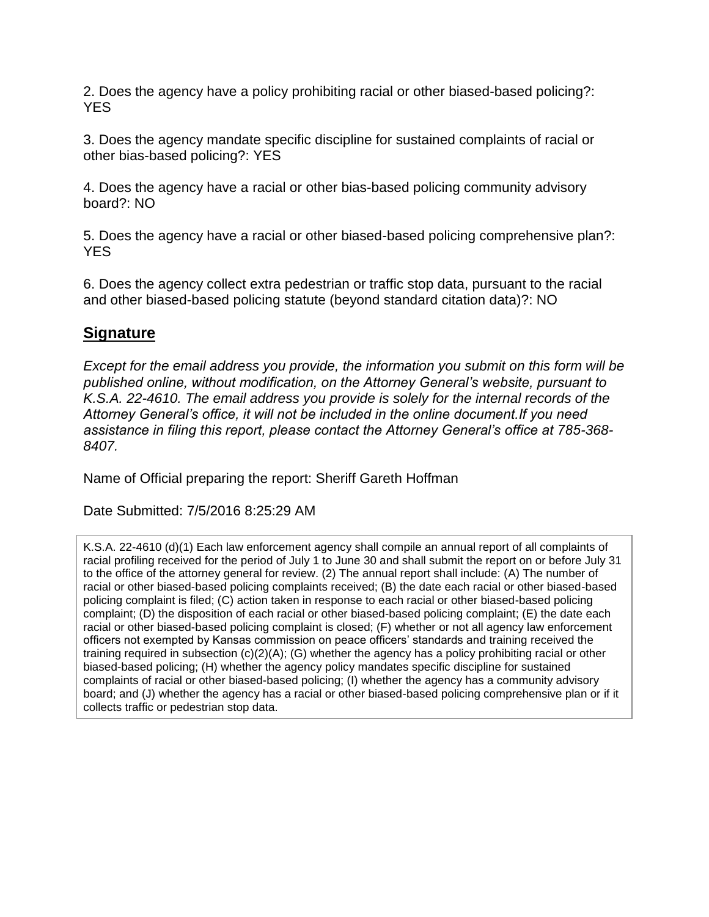2. Does the agency have a policy prohibiting racial or other biased-based policing?: YES

3. Does the agency mandate specific discipline for sustained complaints of racial or other bias-based policing?: YES

4. Does the agency have a racial or other bias-based policing community advisory board?: NO

5. Does the agency have a racial or other biased-based policing comprehensive plan?: YES

6. Does the agency collect extra pedestrian or traffic stop data, pursuant to the racial and other biased-based policing statute (beyond standard citation data)?: NO

## Signature

*Except for the email address you provide, the information you submit on this form will be published online, without modification, on the Attorney General's website, pursuant to K.S.A. 22-4610. The email address you provide is solely for the internal records of the Attorney General's office, it will not be included in the online document.If you need assistance in filing this report, please contact the Attorney General's office at 785-368-8407.*

Name of Official preparing the report: Sheriff Gareth Hoffman

Date Submitted: 7/5/2016 8:25:29 AM

K.S.A. 22-4610 (d)(1) Each law enforcement agency shall compile an annual report of all complaints of racial profiling received for the period of July 1 to June 30 and shall submit the report on or before July 31 to the office of the attorney general for review. (2) The annual report shall include: (A) The number of racial or other biased-based policing complaints received; (B) the date each racial or other biased-based policing complaint is filed; (C) action taken in response to each racial or other biased-based policing complaint; (D) the disposition of each racial or other biased-based policing complaint; (E) the date each racial or other biased-based policing complaint is closed; (F) whether or not all agency law enforcement officers not exempted by Kansas commission on peace officers' standards and training received the training required in subsection (c)(2)(A); (G) whether the agency has a policy prohibiting racial or other biased-based policing; (H) whether the agency policy mandates specific discipline for sustained complaints of racial or other biased-based policing; (I) whether the agency has a community advisory board; and (J) whether the agency has a racial or other biased-based policing comprehensive plan or if it collects traffic or pedestrian stop data.